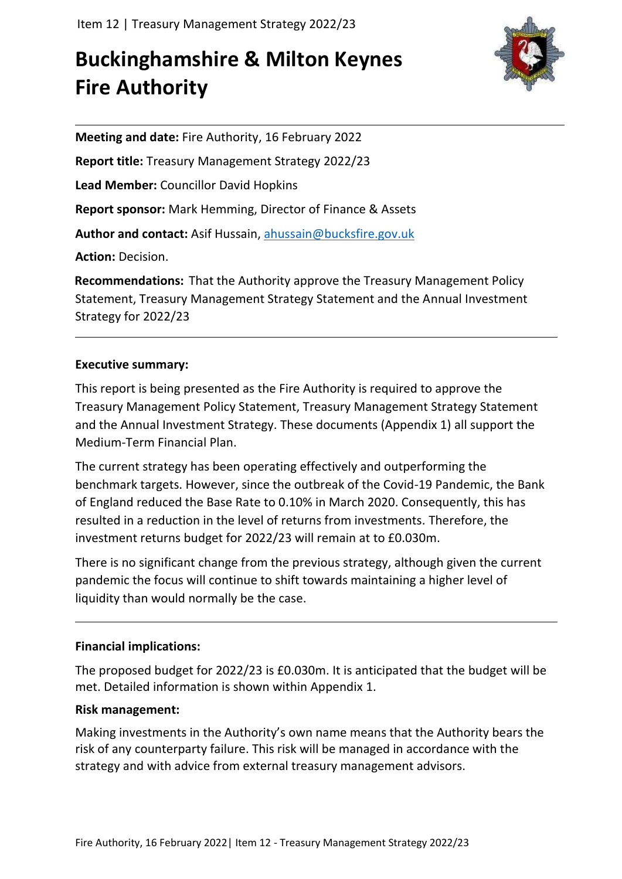# Buckinghamshire & Milton Keynes Fire Authority

**Meeting and date:** Fire Authority, 16 February 2022

**Report title:** Treasury Management Strategy 2022/23

**Lead Member:** Councillor David Hopkins

**Report sponsor:** Mark Hemming, Director of Finance & Assets

**Author and contact:** Asif Hussain, ahussain@bucksfire.gov.uk

**Action:** Decision.

**Recommendations:** That the Authority approve the Treasury Management Policy Statement, Treasury Management Strategy Statement and the Annual Investment Strategy for 2022/23

---

**Executive summary:**

This report is being presented as the Fire Authority is required to approve the Treasury Management Policy Statement, Treasury Management Strategy Statement and the Annual Investment Strategy. These documents (Appendix 1) all support the Medium-Term Financial Plan.

The current strategy has been operating effectively and outperforming the benchmark targets. However, since the outbreak of the Covid-19 Pandemic, the Bank of England reduced the Base Rate to 0.10% in March 2020. Consequently, this has resulted in a reduction in the level of returns from investments. Therefore, the investment returns budget for 2022/23 will remain at to £0.030m.

There is no significant change from the previous strategy, although given the current pandemic the focus will continue to shift towards maintaining a higher level of liquidity than would normally be the case.

---

**Financial implications:**

The proposed budget for 2022/23 is £0.030m. It is anticipated that the budget will be met. Detailed information is shown within Appendix 1.

**Risk management:**

Making investments in the Authority's own name means that the Authority bears the risk of any counterparty failure. This risk will be managed in accordance with the strategy and with advice from external treasury management advisors.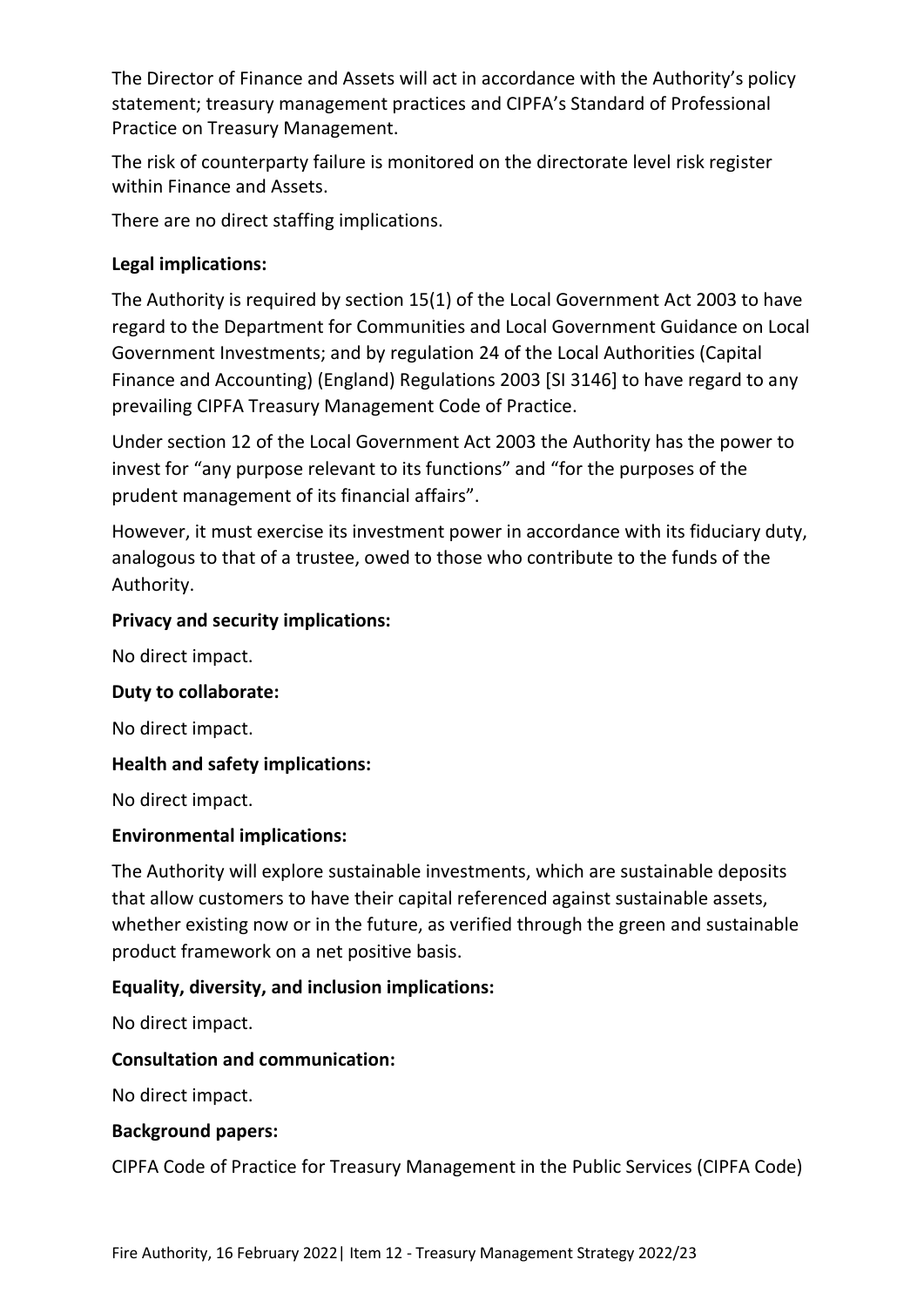The Director of Finance and Assets will act in accordance with the Authority's policy statement; treasury management practices and CIPFA's Standard of Professional Practice on Treasury Management.

The risk of counterparty failure is monitored on the directorate level risk register within Finance and Assets.

There are no direct staffing implications.

**Legal implications:**

The Authority is required by section 15(1) of the Local Government Act 2003 to have regard to the Department for Communities and Local Government Guidance on Local Government Investments; and by regulation 24 of the Local Authorities (Capital Finance and Accounting) (England) Regulations 2003 [SI 3146] to have regard to any prevailing CIPFA Treasury Management Code of Practice.

Under section 12 of the Local Government Act 2003 the Authority has the power to invest for "any purpose relevant to its functions" and "for the purposes of the prudent management of its financial affairs".

However, it must exercise its investment power in accordance with its fiduciary duty, analogous to that of a trustee, owed to those who contribute to the funds of the Authority.

**Privacy and security implications:**

No direct impact.

**Duty to collaborate:**

No direct impact.

**Health and safety implications:**

No direct impact.

**Environmental implications:**

The Authority will explore sustainable investments, which are sustainable deposits that allow customers to have their capital referenced against sustainable assets, whether existing now or in the future, as verified through the green and sustainable product framework on a net positive basis.

**Equality, diversity, and inclusion implications:**

No direct impact.

**Consultation and communication:**

No direct impact.

**Background papers:**

CIPFA Code of Practice for Treasury Management in the Public Services (CIPFA Code)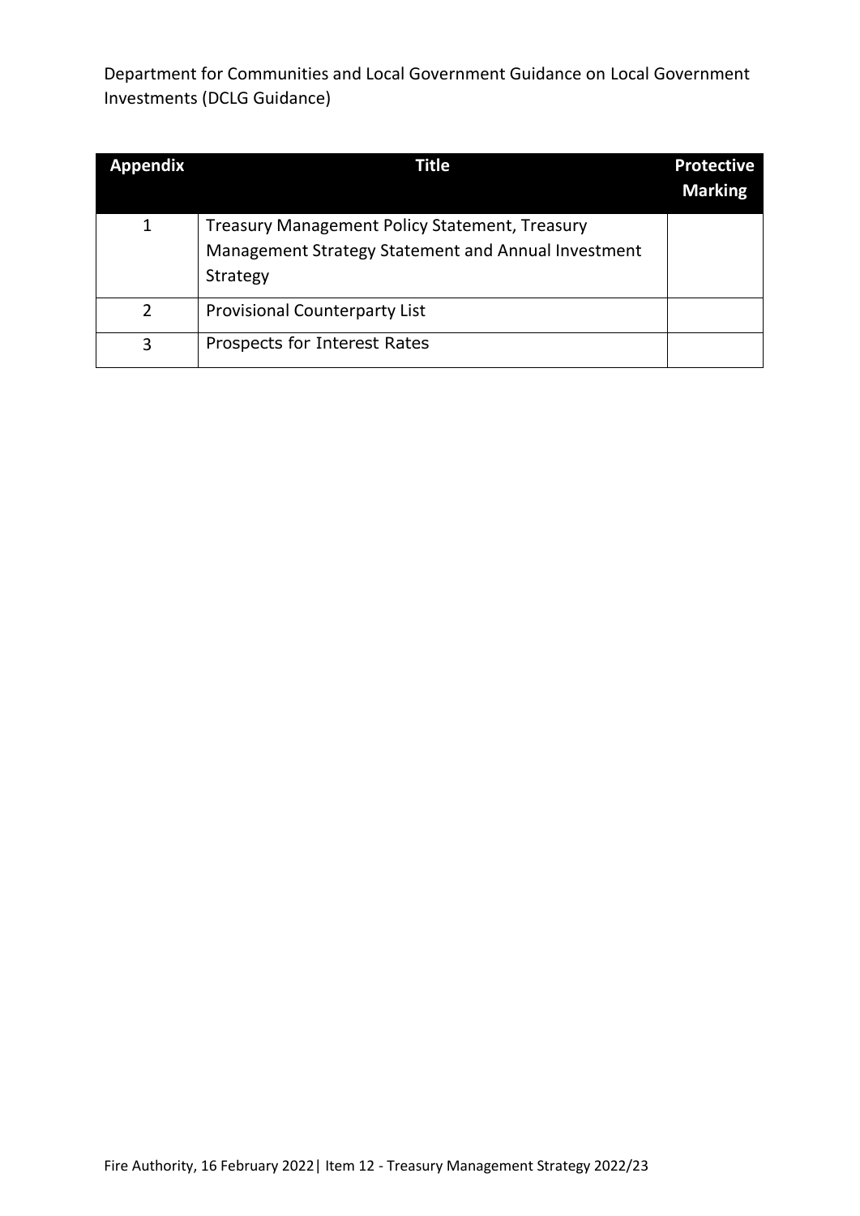Department for Communities and Local Government Guidance on Local Government Investments (DCLG Guidance)

| Appendix | Title | Protective Marking |
|---|---|---|
| 1 | Treasury Management Policy Statement, Treasury Management Strategy Statement and Annual Investment Strategy | |
| 2 | Provisional Counterparty List | |
| 3 | Prospects for Interest Rates | |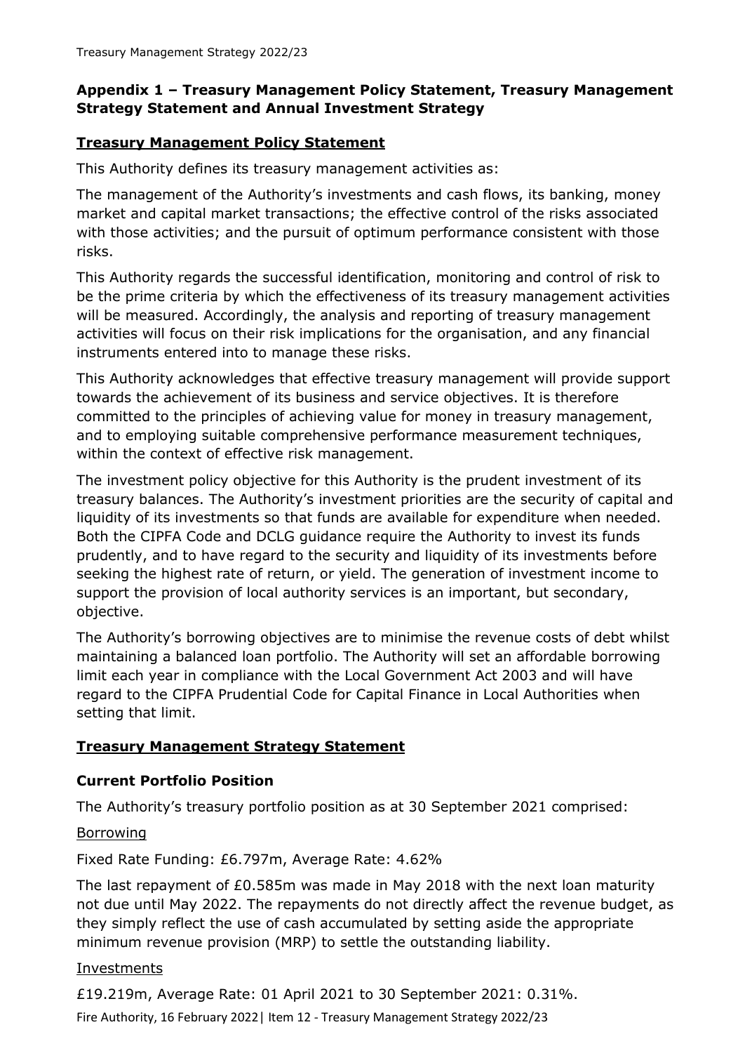## Appendix 1 – Treasury Management Policy Statement, Treasury Management Strategy Statement and Annual Investment Strategy

### Treasury Management Policy Statement

This Authority defines its treasury management activities as:

The management of the Authority's investments and cash flows, its banking, money market and capital market transactions; the effective control of the risks associated with those activities; and the pursuit of optimum performance consistent with those risks.

This Authority regards the successful identification, monitoring and control of risk to be the prime criteria by which the effectiveness of its treasury management activities will be measured. Accordingly, the analysis and reporting of treasury management activities will focus on their risk implications for the organisation, and any financial instruments entered into to manage these risks.

This Authority acknowledges that effective treasury management will provide support towards the achievement of its business and service objectives. It is therefore committed to the principles of achieving value for money in treasury management, and to employing suitable comprehensive performance measurement techniques, within the context of effective risk management.

The investment policy objective for this Authority is the prudent investment of its treasury balances. The Authority's investment priorities are the security of capital and liquidity of its investments so that funds are available for expenditure when needed. Both the CIPFA Code and DCLG guidance require the Authority to invest its funds prudently, and to have regard to the security and liquidity of its investments before seeking the highest rate of return, or yield. The generation of investment income to support the provision of local authority services is an important, but secondary, objective.

The Authority's borrowing objectives are to minimise the revenue costs of debt whilst maintaining a balanced loan portfolio. The Authority will set an affordable borrowing limit each year in compliance with the Local Government Act 2003 and will have regard to the CIPFA Prudential Code for Capital Finance in Local Authorities when setting that limit.

### Treasury Management Strategy Statement

#### Current Portfolio Position

The Authority's treasury portfolio position as at 30 September 2021 comprised:

Borrowing

Fixed Rate Funding: £6.797m, Average Rate: 4.62%

The last repayment of £0.585m was made in May 2018 with the next loan maturity not due until May 2022. The repayments do not directly affect the revenue budget, as they simply reflect the use of cash accumulated by setting aside the appropriate minimum revenue provision (MRP) to settle the outstanding liability.

Investments

£19.219m, Average Rate: 01 April 2021 to 30 September 2021: 0.31%.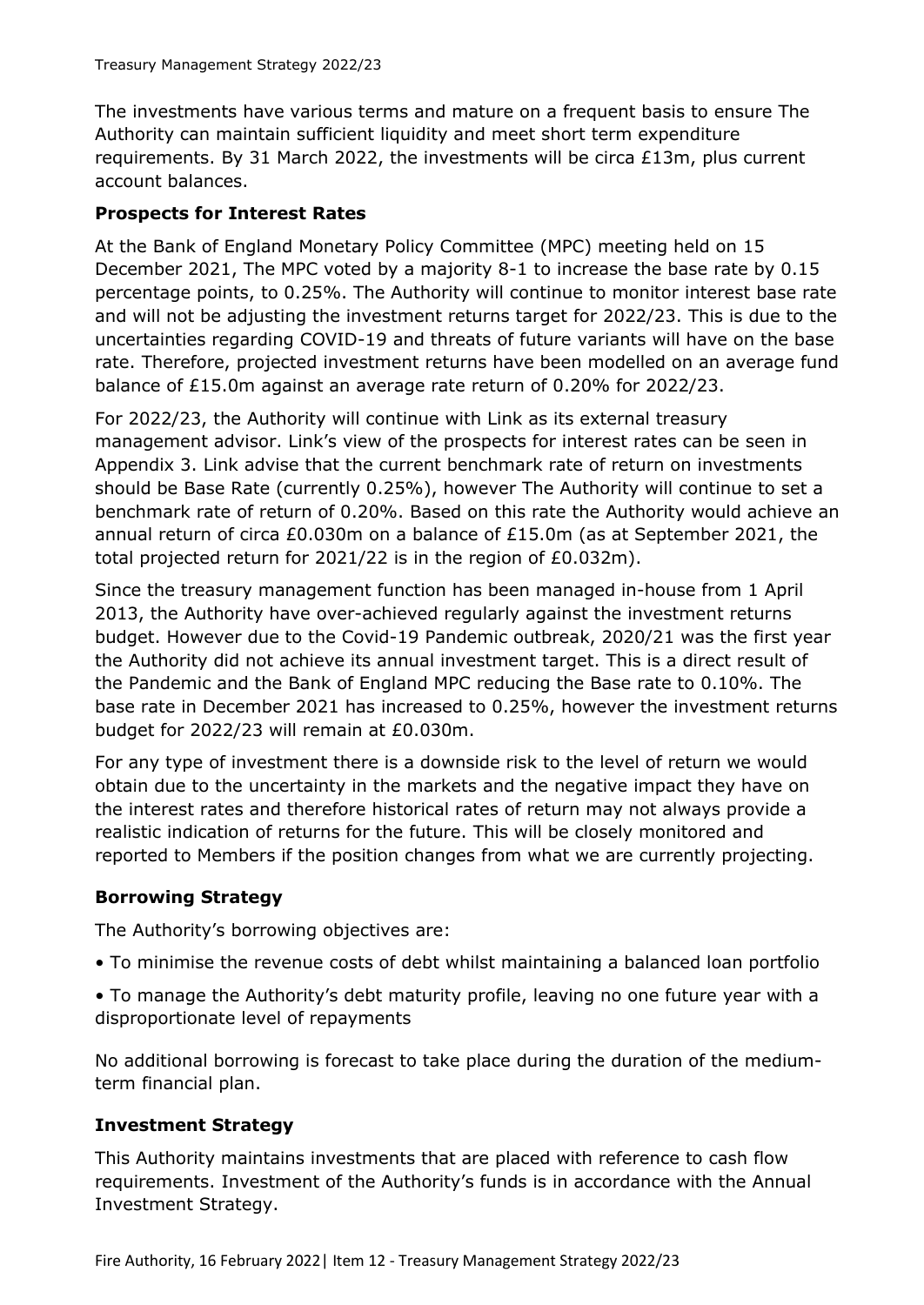The investments have various terms and mature on a frequent basis to ensure The Authority can maintain sufficient liquidity and meet short term expenditure requirements. By 31 March 2022, the investments will be circa £13m, plus current account balances.

### Prospects for Interest Rates

At the Bank of England Monetary Policy Committee (MPC) meeting held on 15 December 2021, The MPC voted by a majority 8-1 to increase the base rate by 0.15 percentage points, to 0.25%. The Authority will continue to monitor interest base rate and will not be adjusting the investment returns target for 2022/23. This is due to the uncertainties regarding COVID-19 and threats of future variants will have on the base rate. Therefore, projected investment returns have been modelled on an average fund balance of £15.0m against an average rate return of 0.20% for 2022/23.

For 2022/23, the Authority will continue with Link as its external treasury management advisor. Link's view of the prospects for interest rates can be seen in Appendix 3. Link advise that the current benchmark rate of return on investments should be Base Rate (currently 0.25%), however The Authority will continue to set a benchmark rate of return of 0.20%. Based on this rate the Authority would achieve an annual return of circa £0.030m on a balance of £15.0m (as at September 2021, the total projected return for 2021/22 is in the region of £0.032m).

Since the treasury management function has been managed in-house from 1 April 2013, the Authority have over-achieved regularly against the investment returns budget. However due to the Covid-19 Pandemic outbreak, 2020/21 was the first year the Authority did not achieve its annual investment target. This is a direct result of the Pandemic and the Bank of England MPC reducing the Base rate to 0.10%. The base rate in December 2021 has increased to 0.25%, however the investment returns budget for 2022/23 will remain at £0.030m.

For any type of investment there is a downside risk to the level of return we would obtain due to the uncertainty in the markets and the negative impact they have on the interest rates and therefore historical rates of return may not always provide a realistic indication of returns for the future. This will be closely monitored and reported to Members if the position changes from what we are currently projecting.

### Borrowing Strategy

The Authority's borrowing objectives are:

- To minimise the revenue costs of debt whilst maintaining a balanced loan portfolio
- To manage the Authority's debt maturity profile, leaving no one future year with a disproportionate level of repayments

No additional borrowing is forecast to take place during the duration of the medium-term financial plan.

### Investment Strategy

This Authority maintains investments that are placed with reference to cash flow requirements. Investment of the Authority's funds is in accordance with the Annual Investment Strategy.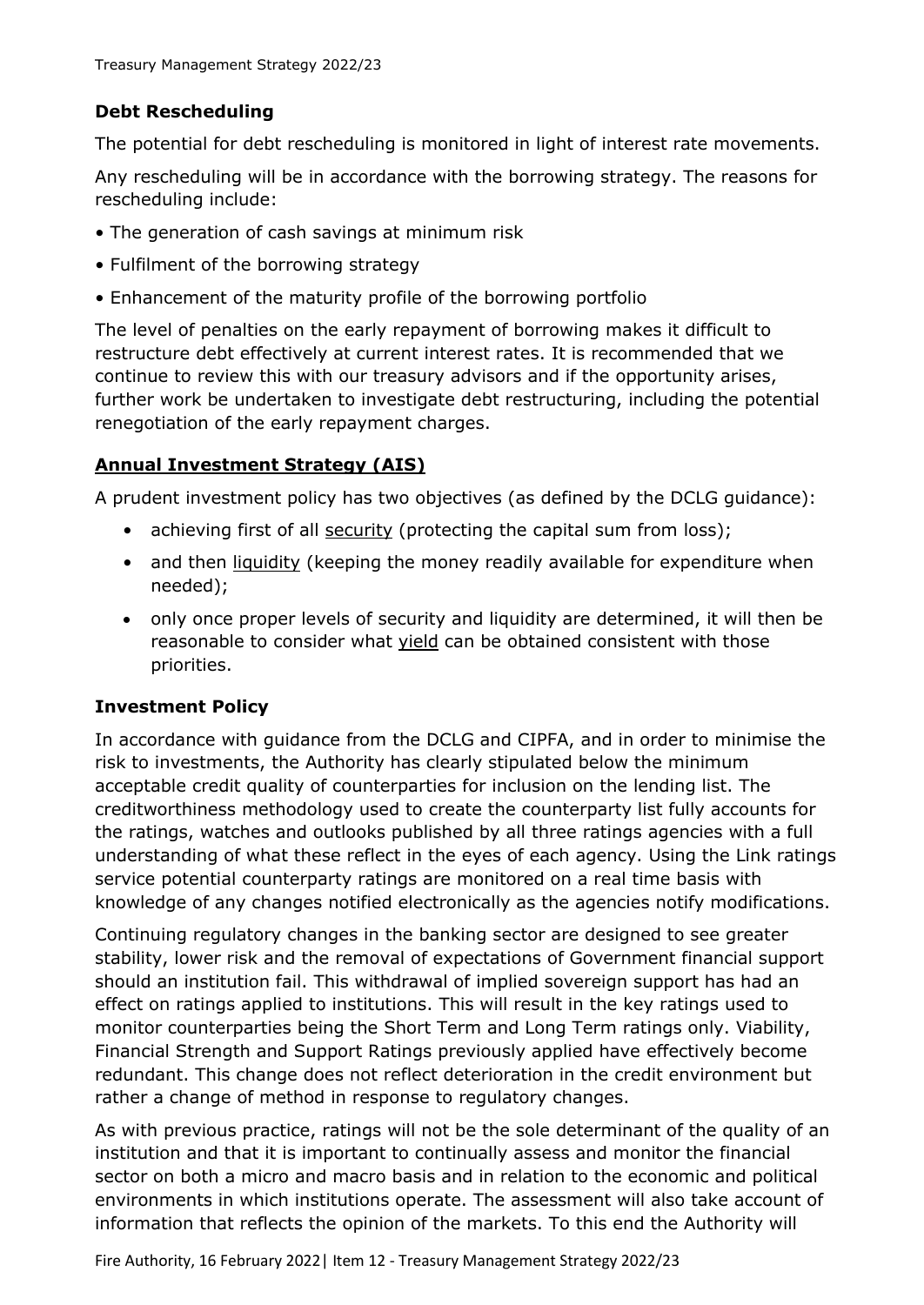### Debt Rescheduling

The potential for debt rescheduling is monitored in light of interest rate movements.

Any rescheduling will be in accordance with the borrowing strategy. The reasons for rescheduling include:

- The generation of cash savings at minimum risk
- Fulfilment of the borrowing strategy
- Enhancement of the maturity profile of the borrowing portfolio

The level of penalties on the early repayment of borrowing makes it difficult to restructure debt effectively at current interest rates. It is recommended that we continue to review this with our treasury advisors and if the opportunity arises, further work be undertaken to investigate debt restructuring, including the potential renegotiation of the early repayment charges.

### Annual Investment Strategy (AIS)

A prudent investment policy has two objectives (as defined by the DCLG guidance):

- achieving first of all security (protecting the capital sum from loss);
- and then liquidity (keeping the money readily available for expenditure when needed);
- only once proper levels of security and liquidity are determined, it will then be reasonable to consider what yield can be obtained consistent with those priorities.

### Investment Policy

In accordance with guidance from the DCLG and CIPFA, and in order to minimise the risk to investments, the Authority has clearly stipulated below the minimum acceptable credit quality of counterparties for inclusion on the lending list. The creditworthiness methodology used to create the counterparty list fully accounts for the ratings, watches and outlooks published by all three ratings agencies with a full understanding of what these reflect in the eyes of each agency. Using the Link ratings service potential counterparty ratings are monitored on a real time basis with knowledge of any changes notified electronically as the agencies notify modifications.

Continuing regulatory changes in the banking sector are designed to see greater stability, lower risk and the removal of expectations of Government financial support should an institution fail. This withdrawal of implied sovereign support has had an effect on ratings applied to institutions. This will result in the key ratings used to monitor counterparties being the Short Term and Long Term ratings only. Viability, Financial Strength and Support Ratings previously applied have effectively become redundant. This change does not reflect deterioration in the credit environment but rather a change of method in response to regulatory changes.

As with previous practice, ratings will not be the sole determinant of the quality of an institution and that it is important to continually assess and monitor the financial sector on both a micro and macro basis and in relation to the economic and political environments in which institutions operate. The assessment will also take account of information that reflects the opinion of the markets. To this end the Authority will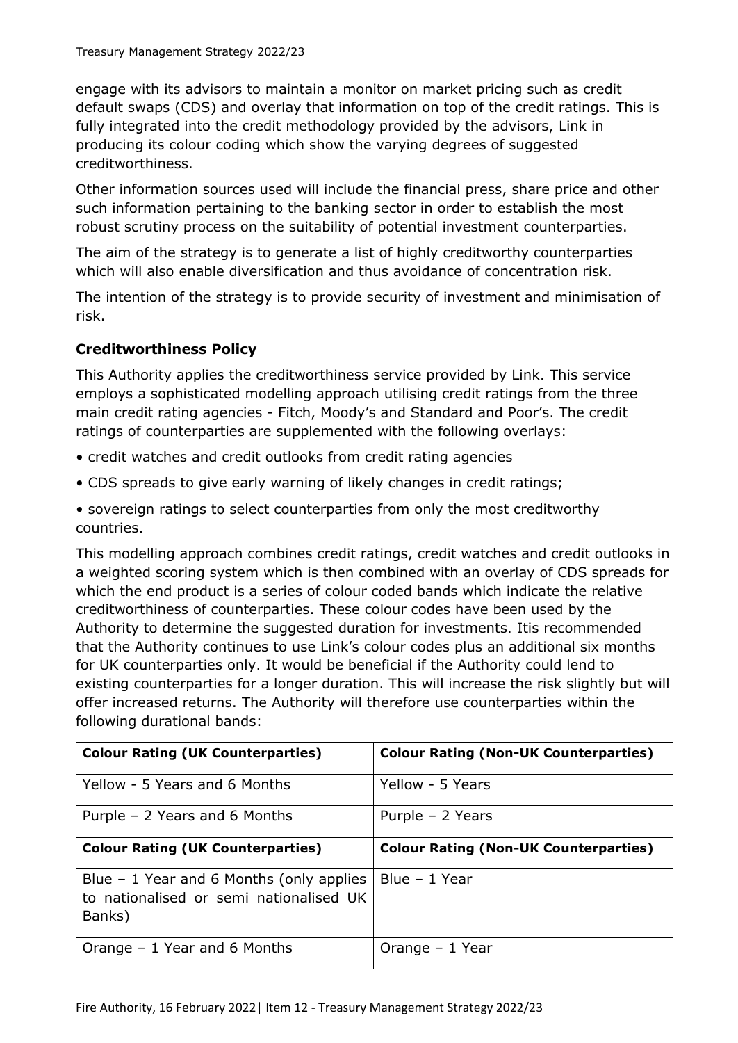engage with its advisors to maintain a monitor on market pricing such as credit default swaps (CDS) and overlay that information on top of the credit ratings. This is fully integrated into the credit methodology provided by the advisors, Link in producing its colour coding which show the varying degrees of suggested creditworthiness.

Other information sources used will include the financial press, share price and other such information pertaining to the banking sector in order to establish the most robust scrutiny process on the suitability of potential investment counterparties.

The aim of the strategy is to generate a list of highly creditworthy counterparties which will also enable diversification and thus avoidance of concentration risk.

The intention of the strategy is to provide security of investment and minimisation of risk.

### Creditworthiness Policy

This Authority applies the creditworthiness service provided by Link. This service employs a sophisticated modelling approach utilising credit ratings from the three main credit rating agencies - Fitch, Moody's and Standard and Poor's. The credit ratings of counterparties are supplemented with the following overlays:

- credit watches and credit outlooks from credit rating agencies
- CDS spreads to give early warning of likely changes in credit ratings;
- sovereign ratings to select counterparties from only the most creditworthy countries.

This modelling approach combines credit ratings, credit watches and credit outlooks in a weighted scoring system which is then combined with an overlay of CDS spreads for which the end product is a series of colour coded bands which indicate the relative creditworthiness of counterparties. These colour codes have been used by the Authority to determine the suggested duration for investments. Itis recommended that the Authority continues to use Link's colour codes plus an additional six months for UK counterparties only. It would be beneficial if the Authority could lend to existing counterparties for a longer duration. This will increase the risk slightly but will offer increased returns. The Authority will therefore use counterparties within the following durational bands:

| **Colour Rating (UK Counterparties)** | **Colour Rating (Non-UK Counterparties)** |
|---|---|
| Yellow - 5 Years and 6 Months | Yellow - 5 Years |
| Purple – 2 Years and 6 Months | Purple – 2 Years |
| **Colour Rating (UK Counterparties)** | **Colour Rating (Non-UK Counterparties)** |
| Blue – 1 Year and 6 Months (only applies to nationalised or semi nationalised UK Banks) | Blue – 1 Year |
| Orange – 1 Year and 6 Months | Orange – 1 Year |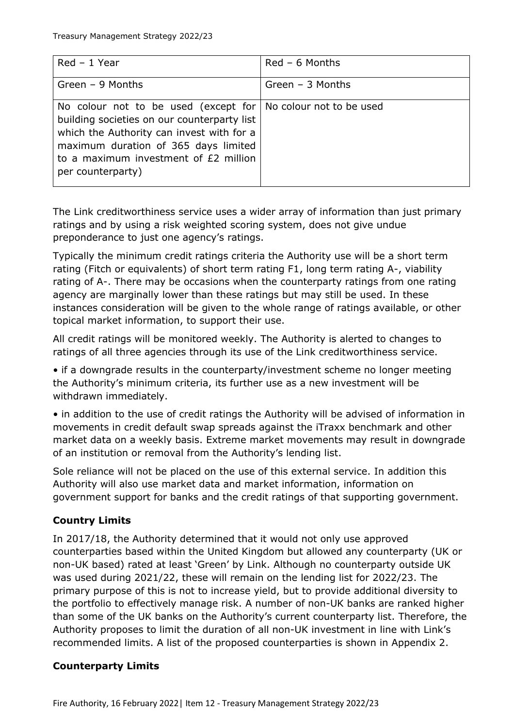| Red – 1 Year | Red – 6 Months |
|---|---|
| Green – 9 Months | Green – 3 Months |
| No colour not to be used (except for building societies on our counterparty list which the Authority can invest with for a maximum duration of 365 days limited to a maximum investment of £2 million per counterparty) | No colour not to be used |

The Link creditworthiness service uses a wider array of information than just primary ratings and by using a risk weighted scoring system, does not give undue preponderance to just one agency's ratings.

Typically the minimum credit ratings criteria the Authority use will be a short term rating (Fitch or equivalents) of short term rating F1, long term rating A-, viability rating of A-. There may be occasions when the counterparty ratings from one rating agency are marginally lower than these ratings but may still be used. In these instances consideration will be given to the whole range of ratings available, or other topical market information, to support their use.

All credit ratings will be monitored weekly. The Authority is alerted to changes to ratings of all three agencies through its use of the Link creditworthiness service.

• if a downgrade results in the counterparty/investment scheme no longer meeting the Authority's minimum criteria, its further use as a new investment will be withdrawn immediately.

• in addition to the use of credit ratings the Authority will be advised of information in movements in credit default swap spreads against the iTraxx benchmark and other market data on a weekly basis. Extreme market movements may result in downgrade of an institution or removal from the Authority's lending list.

Sole reliance will not be placed on the use of this external service. In addition this Authority will also use market data and market information, information on government support for banks and the credit ratings of that supporting government.

**Country Limits**

In 2017/18, the Authority determined that it would not only use approved counterparties based within the United Kingdom but allowed any counterparty (UK or non-UK based) rated at least 'Green' by Link. Although no counterparty outside UK was used during 2021/22, these will remain on the lending list for 2022/23. The primary purpose of this is not to increase yield, but to provide additional diversity to the portfolio to effectively manage risk. A number of non-UK banks are ranked higher than some of the UK banks on the Authority's current counterparty list. Therefore, the Authority proposes to limit the duration of all non-UK investment in line with Link's recommended limits. A list of the proposed counterparties is shown in Appendix 2.

**Counterparty Limits**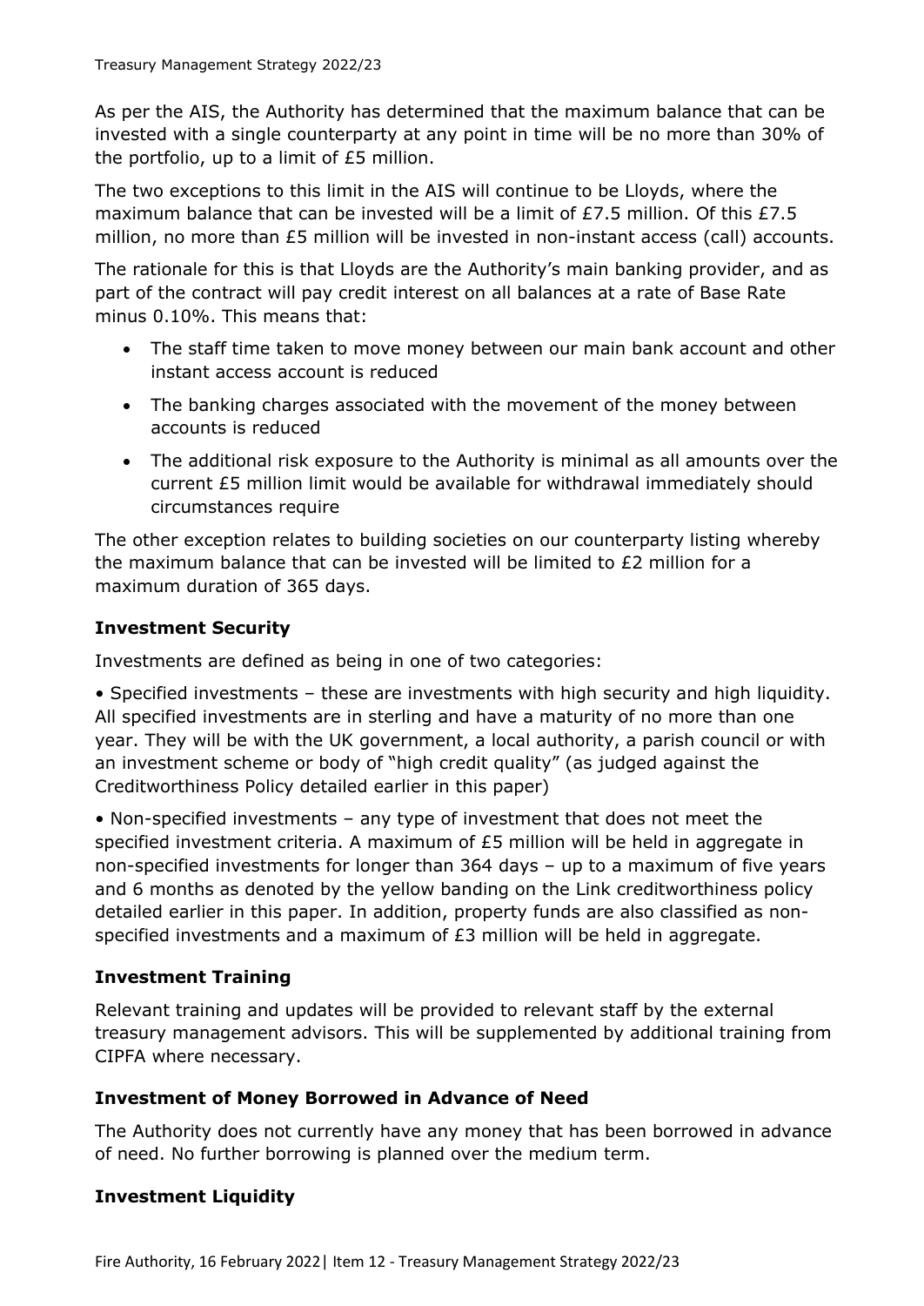As per the AIS, the Authority has determined that the maximum balance that can be invested with a single counterparty at any point in time will be no more than 30% of the portfolio, up to a limit of £5 million.

The two exceptions to this limit in the AIS will continue to be Lloyds, where the maximum balance that can be invested will be a limit of £7.5 million. Of this £7.5 million, no more than £5 million will be invested in non-instant access (call) accounts.

The rationale for this is that Lloyds are the Authority's main banking provider, and as part of the contract will pay credit interest on all balances at a rate of Base Rate minus 0.10%. This means that:

- The staff time taken to move money between our main bank account and other instant access account is reduced
- The banking charges associated with the movement of the money between accounts is reduced
- The additional risk exposure to the Authority is minimal as all amounts over the current £5 million limit would be available for withdrawal immediately should circumstances require

The other exception relates to building societies on our counterparty listing whereby the maximum balance that can be invested will be limited to £2 million for a maximum duration of 365 days.

### Investment Security

Investments are defined as being in one of two categories:

• Specified investments – these are investments with high security and high liquidity. All specified investments are in sterling and have a maturity of no more than one year. They will be with the UK government, a local authority, a parish council or with an investment scheme or body of "high credit quality" (as judged against the Creditworthiness Policy detailed earlier in this paper)

• Non-specified investments – any type of investment that does not meet the specified investment criteria. A maximum of £5 million will be held in aggregate in non-specified investments for longer than 364 days – up to a maximum of five years and 6 months as denoted by the yellow banding on the Link creditworthiness policy detailed earlier in this paper. In addition, property funds are also classified as non-specified investments and a maximum of £3 million will be held in aggregate.

### Investment Training

Relevant training and updates will be provided to relevant staff by the external treasury management advisors. This will be supplemented by additional training from CIPFA where necessary.

### Investment of Money Borrowed in Advance of Need

The Authority does not currently have any money that has been borrowed in advance of need. No further borrowing is planned over the medium term.

### Investment Liquidity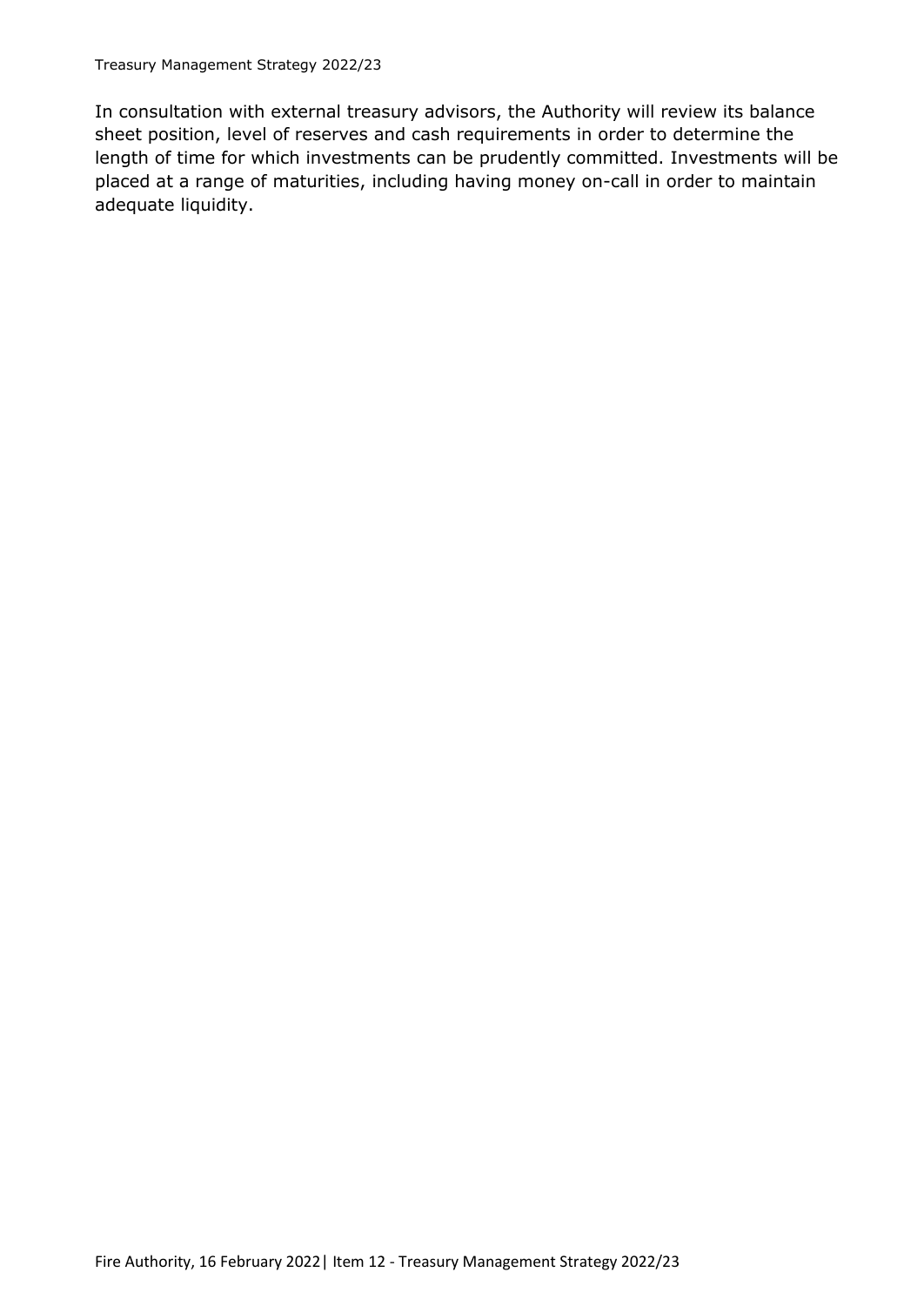In consultation with external treasury advisors, the Authority will review its balance sheet position, level of reserves and cash requirements in order to determine the length of time for which investments can be prudently committed. Investments will be placed at a range of maturities, including having money on-call in order to maintain adequate liquidity.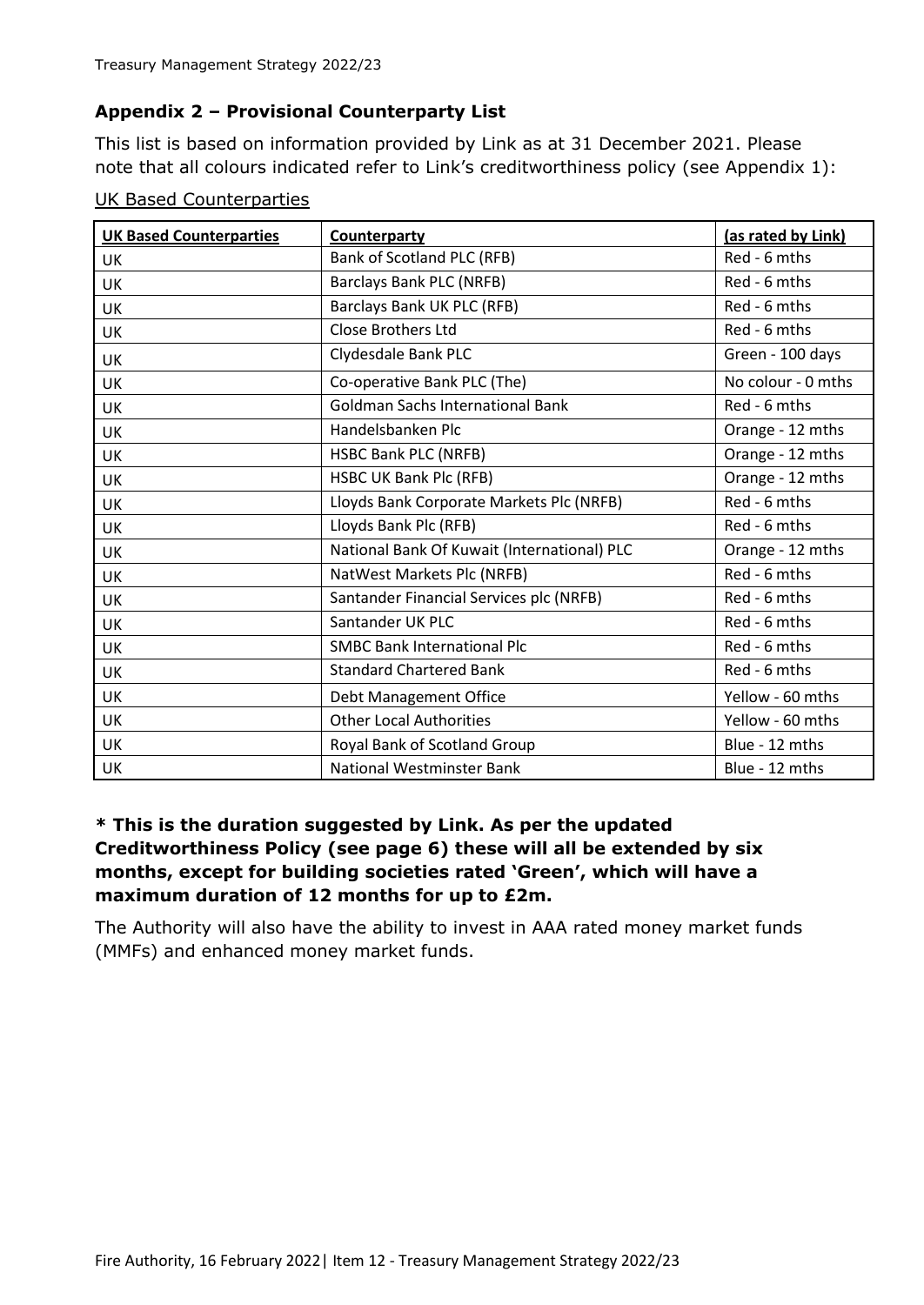## Appendix 2 – Provisional Counterparty List

This list is based on information provided by Link as at 31 December 2021. Please note that all colours indicated refer to Link's creditworthiness policy (see Appendix 1):

UK Based Counterparties

| UK Based Counterparties | Counterparty | (as rated by Link) |
|---|---|---|
| UK | Bank of Scotland PLC (RFB) | Red - 6 mths |
| UK | Barclays Bank PLC (NRFB) | Red - 6 mths |
| UK | Barclays Bank UK PLC (RFB) | Red - 6 mths |
| UK | Close Brothers Ltd | Red - 6 mths |
| UK | Clydesdale Bank PLC | Green - 100 days |
| UK | Co-operative Bank PLC (The) | No colour - 0 mths |
| UK | Goldman Sachs International Bank | Red - 6 mths |
| UK | Handelsbanken Plc | Orange - 12 mths |
| UK | HSBC Bank PLC (NRFB) | Orange - 12 mths |
| UK | HSBC UK Bank Plc (RFB) | Orange - 12 mths |
| UK | Lloyds Bank Corporate Markets Plc (NRFB) | Red - 6 mths |
| UK | Lloyds Bank Plc (RFB) | Red - 6 mths |
| UK | National Bank Of Kuwait (International) PLC | Orange - 12 mths |
| UK | NatWest Markets Plc (NRFB) | Red - 6 mths |
| UK | Santander Financial Services plc (NRFB) | Red - 6 mths |
| UK | Santander UK PLC | Red - 6 mths |
| UK | SMBC Bank International Plc | Red - 6 mths |
| UK | Standard Chartered Bank | Red - 6 mths |
| UK | Debt Management Office | Yellow - 60 mths |
| UK | Other Local Authorities | Yellow - 60 mths |
| UK | Royal Bank of Scotland Group | Blue - 12 mths |
| UK | National Westminster Bank | Blue - 12 mths |

**\* This is the duration suggested by Link. As per the updated Creditworthiness Policy (see page 6) these will all be extended by six months, except for building societies rated 'Green', which will have a maximum duration of 12 months for up to £2m.**

The Authority will also have the ability to invest in AAA rated money market funds (MMFs) and enhanced money market funds.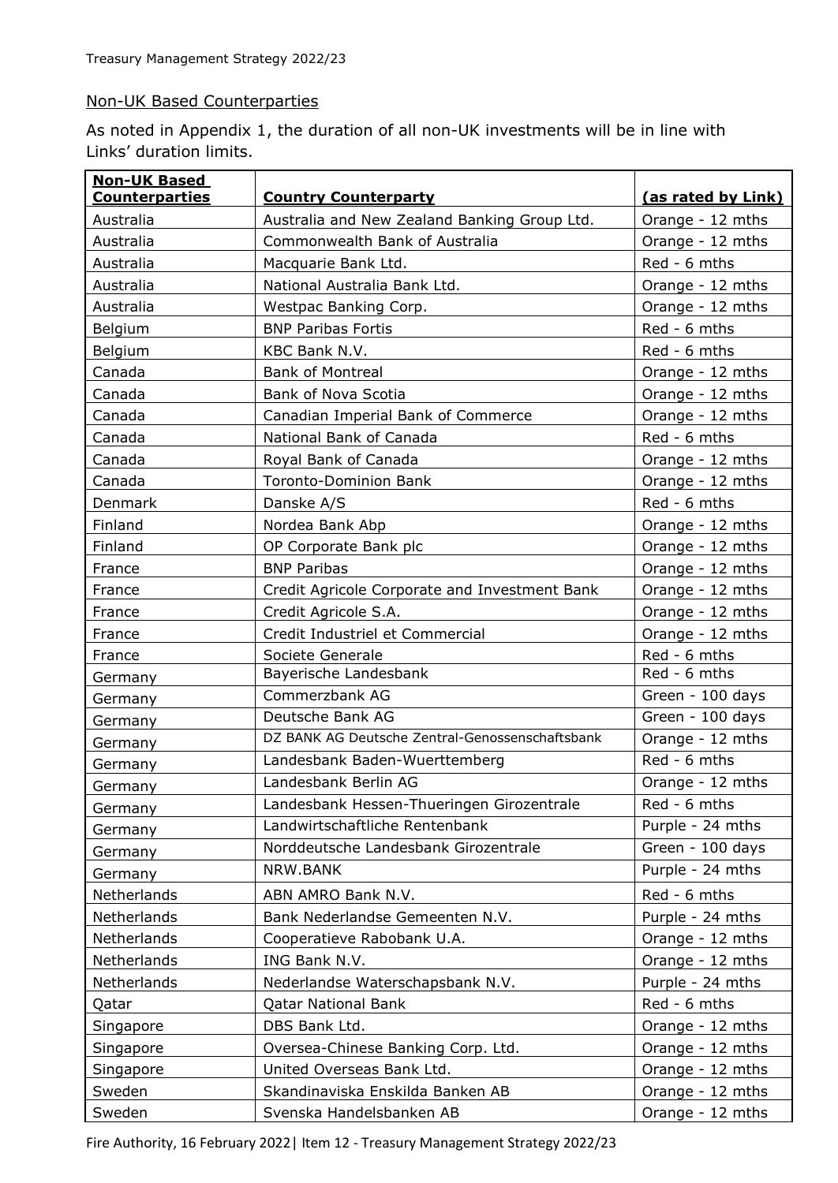## Non-UK Based Counterparties

As noted in Appendix 1, the duration of all non-UK investments will be in line with Links' duration limits.

| **Non-UK Based Counterparties** | **Country Counterparty** | **(as rated by Link)** |
|---|---|---|
| Australia | Australia and New Zealand Banking Group Ltd. | Orange - 12 mths |
| Australia | Commonwealth Bank of Australia | Orange - 12 mths |
| Australia | Macquarie Bank Ltd. | Red - 6 mths |
| Australia | National Australia Bank Ltd. | Orange - 12 mths |
| Australia | Westpac Banking Corp. | Orange - 12 mths |
| Belgium | BNP Paribas Fortis | Red - 6 mths |
| Belgium | KBC Bank N.V. | Red - 6 mths |
| Canada | Bank of Montreal | Orange - 12 mths |
| Canada | Bank of Nova Scotia | Orange - 12 mths |
| Canada | Canadian Imperial Bank of Commerce | Orange - 12 mths |
| Canada | National Bank of Canada | Red - 6 mths |
| Canada | Royal Bank of Canada | Orange - 12 mths |
| Canada | Toronto-Dominion Bank | Orange - 12 mths |
| Denmark | Danske A/S | Red - 6 mths |
| Finland | Nordea Bank Abp | Orange - 12 mths |
| Finland | OP Corporate Bank plc | Orange - 12 mths |
| France | BNP Paribas | Orange - 12 mths |
| France | Credit Agricole Corporate and Investment Bank | Orange - 12 mths |
| France | Credit Agricole S.A. | Orange - 12 mths |
| France | Credit Industriel et Commercial | Orange - 12 mths |
| France | Societe Generale | Red - 6 mths |
| Germany | Bayerische Landesbank | Red - 6 mths |
| Germany | Commerzbank AG | Green - 100 days |
| Germany | Deutsche Bank AG | Green - 100 days |
| Germany | DZ BANK AG Deutsche Zentral-Genossenschaftsbank | Orange - 12 mths |
| Germany | Landesbank Baden-Wuerttemberg | Red - 6 mths |
| Germany | Landesbank Berlin AG | Orange - 12 mths |
| Germany | Landesbank Hessen-Thueringen Girozentrale | Red - 6 mths |
| Germany | Landwirtschaftliche Rentenbank | Purple - 24 mths |
| Germany | Norddeutsche Landesbank Girozentrale | Green - 100 days |
| Germany | NRW.BANK | Purple - 24 mths |
| Netherlands | ABN AMRO Bank N.V. | Red - 6 mths |
| Netherlands | Bank Nederlandse Gemeenten N.V. | Purple - 24 mths |
| Netherlands | Cooperatieve Rabobank U.A. | Orange - 12 mths |
| Netherlands | ING Bank N.V. | Orange - 12 mths |
| Netherlands | Nederlandse Waterschapsbank N.V. | Purple - 24 mths |
| Qatar | Qatar National Bank | Red - 6 mths |
| Singapore | DBS Bank Ltd. | Orange - 12 mths |
| Singapore | Oversea-Chinese Banking Corp. Ltd. | Orange - 12 mths |
| Singapore | United Overseas Bank Ltd. | Orange - 12 mths |
| Sweden | Skandinaviska Enskilda Banken AB | Orange - 12 mths |
| Sweden | Svenska Handelsbanken AB | Orange - 12 mths |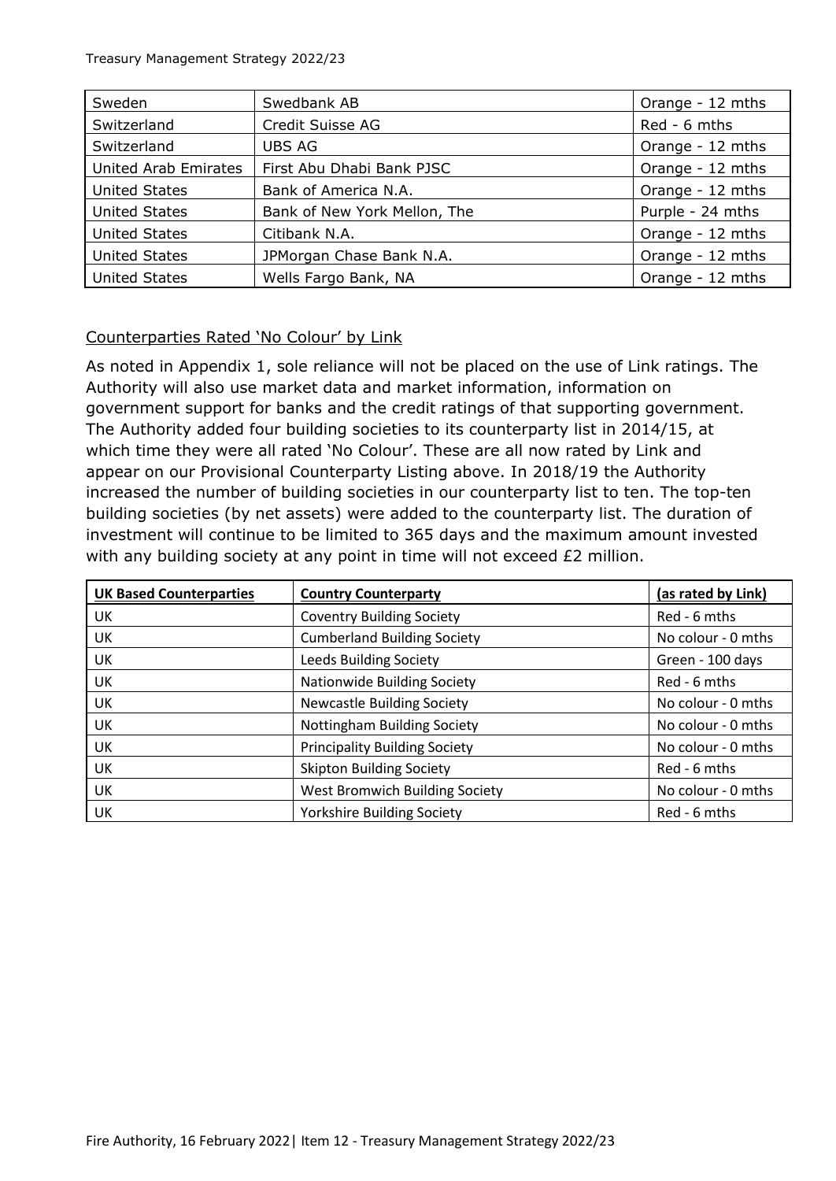| Sweden | Swedbank AB | Orange - 12 mths |
|---|---|---|
| Switzerland | Credit Suisse AG | Red - 6 mths |
| Switzerland | UBS AG | Orange - 12 mths |
| United Arab Emirates | First Abu Dhabi Bank PJSC | Orange - 12 mths |
| United States | Bank of America N.A. | Orange - 12 mths |
| United States | Bank of New York Mellon, The | Purple - 24 mths |
| United States | Citibank N.A. | Orange - 12 mths |
| United States | JPMorgan Chase Bank N.A. | Orange - 12 mths |
| United States | Wells Fargo Bank, NA | Orange - 12 mths |

## Counterparties Rated 'No Colour' by Link

As noted in Appendix 1, sole reliance will not be placed on the use of Link ratings. The Authority will also use market data and market information, information on government support for banks and the credit ratings of that supporting government. The Authority added four building societies to its counterparty list in 2014/15, at which time they were all rated 'No Colour'. These are all now rated by Link and appear on our Provisional Counterparty Listing above. In 2018/19 the Authority increased the number of building societies in our counterparty list to ten. The top-ten building societies (by net assets) were added to the counterparty list. The duration of investment will continue to be limited to 365 days and the maximum amount invested with any building society at any point in time will not exceed £2 million.

| **UK Based Counterparties** | **Country Counterparty** | **(as rated by Link)** |
|---|---|---|
| UK | Coventry Building Society | Red - 6 mths |
| UK | Cumberland Building Society | No colour - 0 mths |
| UK | Leeds Building Society | Green - 100 days |
| UK | Nationwide Building Society | Red - 6 mths |
| UK | Newcastle Building Society | No colour - 0 mths |
| UK | Nottingham Building Society | No colour - 0 mths |
| UK | Principality Building Society | No colour - 0 mths |
| UK | Skipton Building Society | Red - 6 mths |
| UK | West Bromwich Building Society | No colour - 0 mths |
| UK | Yorkshire Building Society | Red - 6 mths |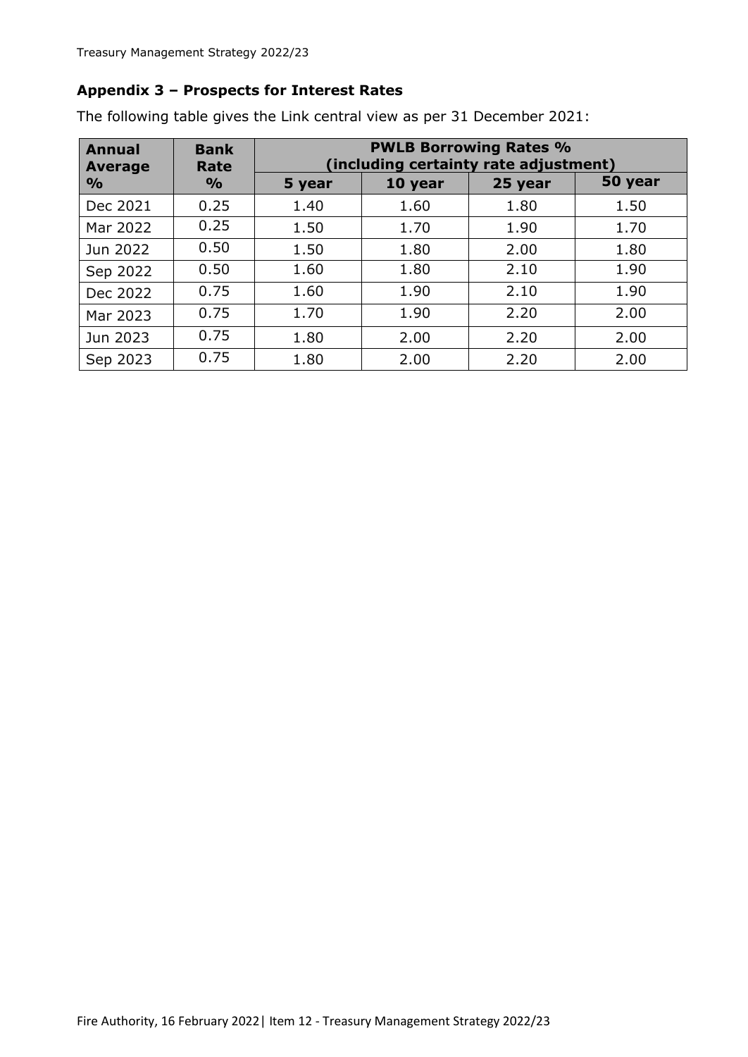## Appendix 3 – Prospects for Interest Rates

The following table gives the Link central view as per 31 December 2021:

| Annual Average % | Bank Rate % | PWLB Borrowing Rates % (including certainty rate adjustment) | | | |
|---|---|---|---|---|---|
| | | 5 year | 10 year | 25 year | 50 year |
| Dec 2021 | 0.25 | 1.40 | 1.60 | 1.80 | 1.50 |
| Mar 2022 | 0.25 | 1.50 | 1.70 | 1.90 | 1.70 |
| Jun 2022 | 0.50 | 1.50 | 1.80 | 2.00 | 1.80 |
| Sep 2022 | 0.50 | 1.60 | 1.80 | 2.10 | 1.90 |
| Dec 2022 | 0.75 | 1.60 | 1.90 | 2.10 | 1.90 |
| Mar 2023 | 0.75 | 1.70 | 1.90 | 2.20 | 2.00 |
| Jun 2023 | 0.75 | 1.80 | 2.00 | 2.20 | 2.00 |
| Sep 2023 | 0.75 | 1.80 | 2.00 | 2.20 | 2.00 |